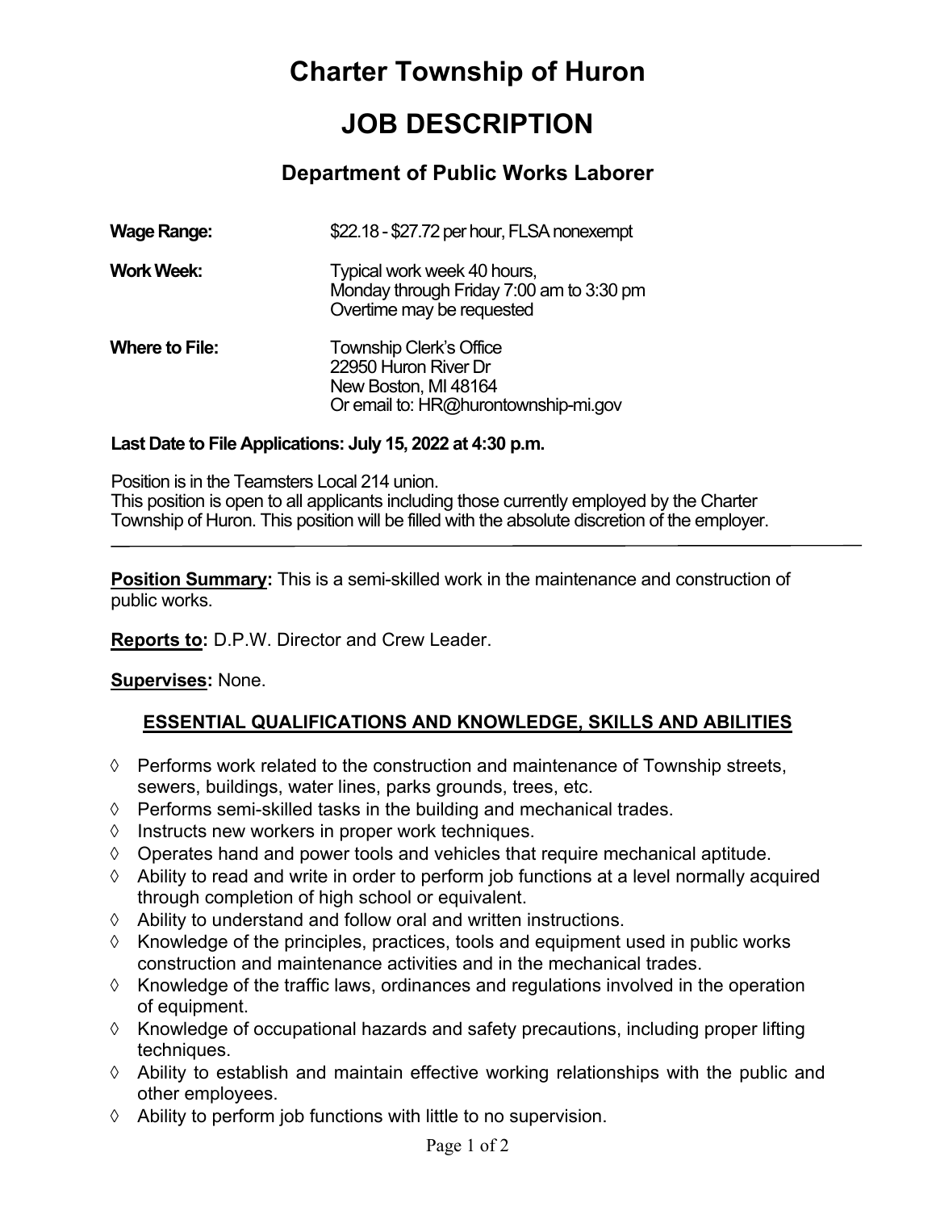# Charter Township of Huron

# JOB DESCRIPTION

## Department of Public Works Laborer

**Wage Range:** $22.18 - $27.72 per hour, FLSA nonexempt

**Work Week:** Typical work week 40 hours,
Monday through Friday 7:00 am to 3:30 pm
Overtime may be requested

**Where to File:** Township Clerk's Office
22950 Huron River Dr
New Boston, MI 48164
Or email to: HR@hurontownship-mi.gov

**Last Date to File Applications: July 15, 2022 at 4:30 p.m.**

Position is in the Teamsters Local 214 union.
This position is open to all applicants including those currently employed by the Charter Township of Huron. This position will be filled with the absolute discretion of the employer.

---

**Position Summary:** This is a semi-skilled work in the maintenance and construction of public works.

**Reports to:** D.P.W. Director and Crew Leader.

**Supervises:** None.

### ESSENTIAL QUALIFICATIONS AND KNOWLEDGE, SKILLS AND ABILITIES

- ◊ Performs work related to the construction and maintenance of Township streets, sewers, buildings, water lines, parks grounds, trees, etc.
- ◊ Performs semi-skilled tasks in the building and mechanical trades.
- ◊ Instructs new workers in proper work techniques.
- ◊ Operates hand and power tools and vehicles that require mechanical aptitude.
- ◊ Ability to read and write in order to perform job functions at a level normally acquired through completion of high school or equivalent.
- ◊ Ability to understand and follow oral and written instructions.
- ◊ Knowledge of the principles, practices, tools and equipment used in public works construction and maintenance activities and in the mechanical trades.
- ◊ Knowledge of the traffic laws, ordinances and regulations involved in the operation of equipment.
- ◊ Knowledge of occupational hazards and safety precautions, including proper lifting techniques.
- ◊ Ability to establish and maintain effective working relationships with the public and other employees.
- ◊ Ability to perform job functions with little to no supervision.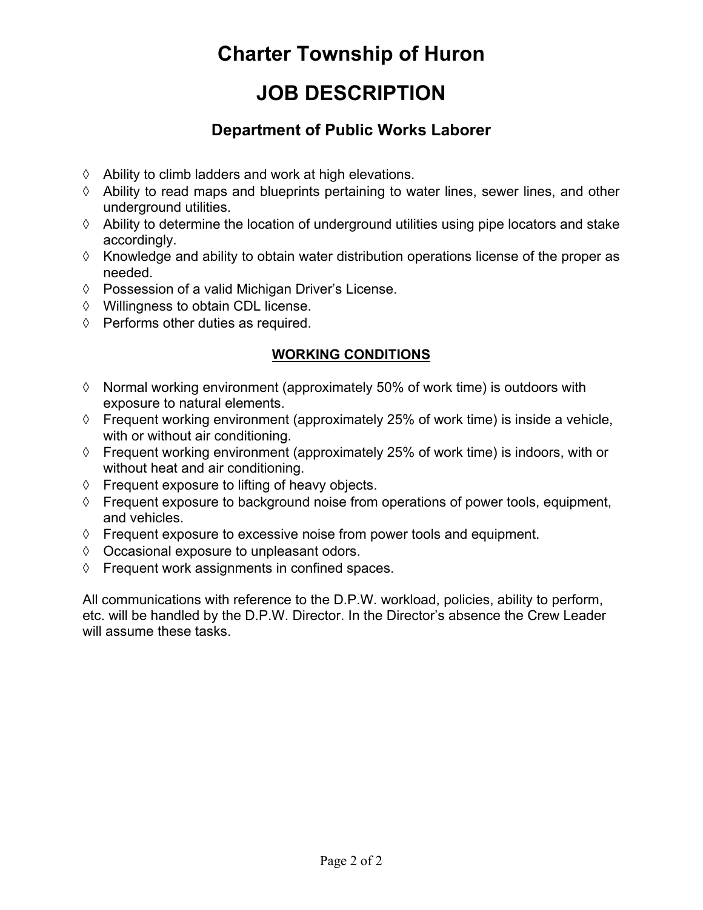# Charter Township of Huron

# JOB DESCRIPTION

## Department of Public Works Laborer

- ◊ Ability to climb ladders and work at high elevations.
- ◊ Ability to read maps and blueprints pertaining to water lines, sewer lines, and other underground utilities.
- ◊ Ability to determine the location of underground utilities using pipe locators and stake accordingly.
- ◊ Knowledge and ability to obtain water distribution operations license of the proper as needed.
- ◊ Possession of a valid Michigan Driver's License.
- ◊ Willingness to obtain CDL license.
- ◊ Performs other duties as required.

### WORKING CONDITIONS

- ◊ Normal working environment (approximately 50% of work time) is outdoors with exposure to natural elements.
- ◊ Frequent working environment (approximately 25% of work time) is inside a vehicle, with or without air conditioning.
- ◊ Frequent working environment (approximately 25% of work time) is indoors, with or without heat and air conditioning.
- ◊ Frequent exposure to lifting of heavy objects.
- ◊ Frequent exposure to background noise from operations of power tools, equipment, and vehicles.
- ◊ Frequent exposure to excessive noise from power tools and equipment.
- ◊ Occasional exposure to unpleasant odors.
- ◊ Frequent work assignments in confined spaces.

All communications with reference to the D.P.W. workload, policies, ability to perform, etc. will be handled by the D.P.W. Director. In the Director's absence the Crew Leader will assume these tasks.